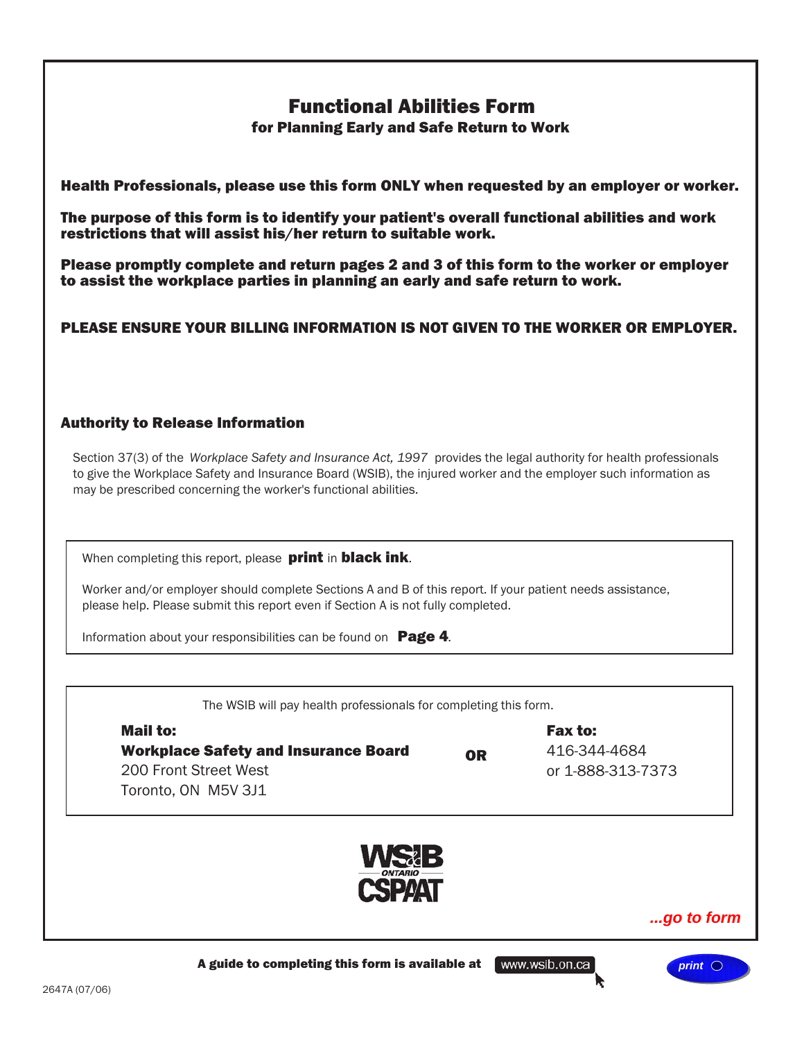# Functional Abilities Form

**for Planning Early and Safe Return to Work**

**Health Professionals, please use this form ONLY when requested by an employer or worker.**

**The purpose of this form is to identify your patient's overall functional abilities and work restrictions that will assist his/her return to suitable work.**

**Please promptly complete and return pages 2 and 3 of this form to the worker or employer to assist the workplace parties in planning an early and safe return to work.**

**PLEASE ENSURE YOUR BILLING INFORMATION IS NOT GIVEN TO THE WORKER OR EMPLOYER.**

## Authority to Release Information

Section 37(3) of the *Workplace Safety and Insurance Act, 1997* provides the legal authority for health professionals to give the Workplace Safety and Insurance Board (WSIB), the injured worker and the employer such information as may be prescribed concerning the worker's functional abilities.

When completing this report, please **print** in **black ink**.

Worker and/or employer should complete Sections A and B of this report. If your patient needs assistance, please help. Please submit this report even if Section A is not fully completed.

Information about your responsibilities can be found on **Page 4**.

The WSIB will pay health professionals for completing this form.

**Mail to:**
**Workplace Safety and Insurance Board**
200 Front Street West
Toronto, ON M5V 3J1

**OR**

**Fax to:**
416-344-4684
or 1-888-313-7373

WSIB ONTARIO CSPAAT

*...go to form*

**A guide to completing this form is available at** www.wsib.on.ca

print

2647A (07/06)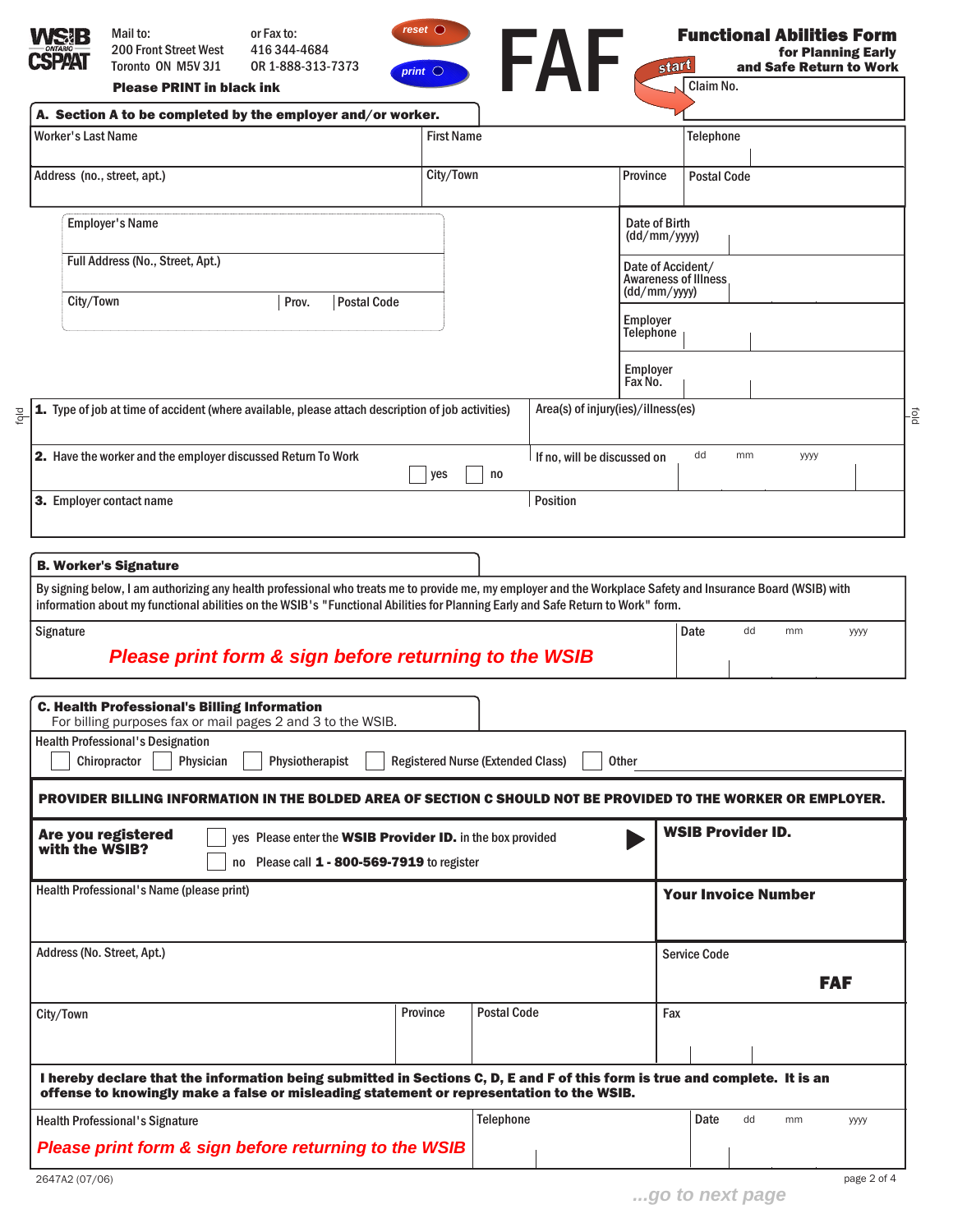WSIB ONTARIO CSPAAT

Mail to:
200 Front Street West
Toronto ON M5V 3J1

or Fax to:
416 344-4684
OR 1-888-313-7373

**Please PRINT in black ink**

reset | print | start

# FAF

## Functional Abilities Form for Planning Early and Safe Return to Work

Claim No.

## A. Section A to be completed by the employer and/or worker.

| Worker's Last Name | First Name | | Telephone |
|---|---|---|---|
| Address (no., street, apt.) | City/Town | Province | Postal Code |

| Employer's Name | Date of Birth (dd/mm/yyyy) |
|---|---|
| Full Address (No., Street, Apt.) | Date of Accident/ Awareness of Illness (dd/mm/yyyy) |
| City/Town — Prov. — Postal Code | Employer Telephone |
| | Employer Fax No. |

| | |
|---|---|
| **1.** Type of job at time of accident (where available, please attach description of job activities) | Area(s) of injury(ies)/illness(es) |
| **2.** Have the worker and the employer discussed Return To Work ☐ yes ☐ no | If no, will be discussed on dd mm yyyy |
| **3.** Employer contact name | Position |

## B. Worker's Signature

By signing below, I am authorizing any health professional who treats me to provide me, my employer and the Workplace Safety and Insurance Board (WSIB) with information about my functional abilities on the WSIB's "Functional Abilities for Planning Early and Safe Return to Work" form.

| Signature | Date dd mm yyyy |
|---|---|
| *Please print form & sign before returning to the WSIB* | |

## C. Health Professional's Billing Information

For billing purposes fax or mail pages 2 and 3 to the WSIB.

Health Professional's Designation

☐ Chiropractor ☐ Physician ☐ Physiotherapist ☐ Registered Nurse (Extended Class) ☐ Other

**PROVIDER BILLING INFORMATION IN THE BOLDED AREA OF SECTION C SHOULD NOT BE PROVIDED TO THE WORKER OR EMPLOYER.**

| | |
|---|---|
| **Are you registered with the WSIB?** ☐ yes Please enter the **WSIB Provider ID.** in the box provided ☐ no Please call **1 - 800-569-7919** to register | **WSIB Provider ID.** |
| Health Professional's Name (please print) | **Your Invoice Number** |
| Address (No. Street, Apt.) | Service Code **FAF** |
| City/Town — Province — Postal Code | Fax |

**I hereby declare that the information being submitted in Sections C, D, E and F of this form is true and complete. It is an offense to knowingly make a false or misleading statement or representation to the WSIB.**

| Health Professional's Signature | Telephone | Date dd mm yyyy |
|---|---|---|
| *Please print form & sign before returning to the WSIB* | | |

2647A2 (07/06)

*...go to next page*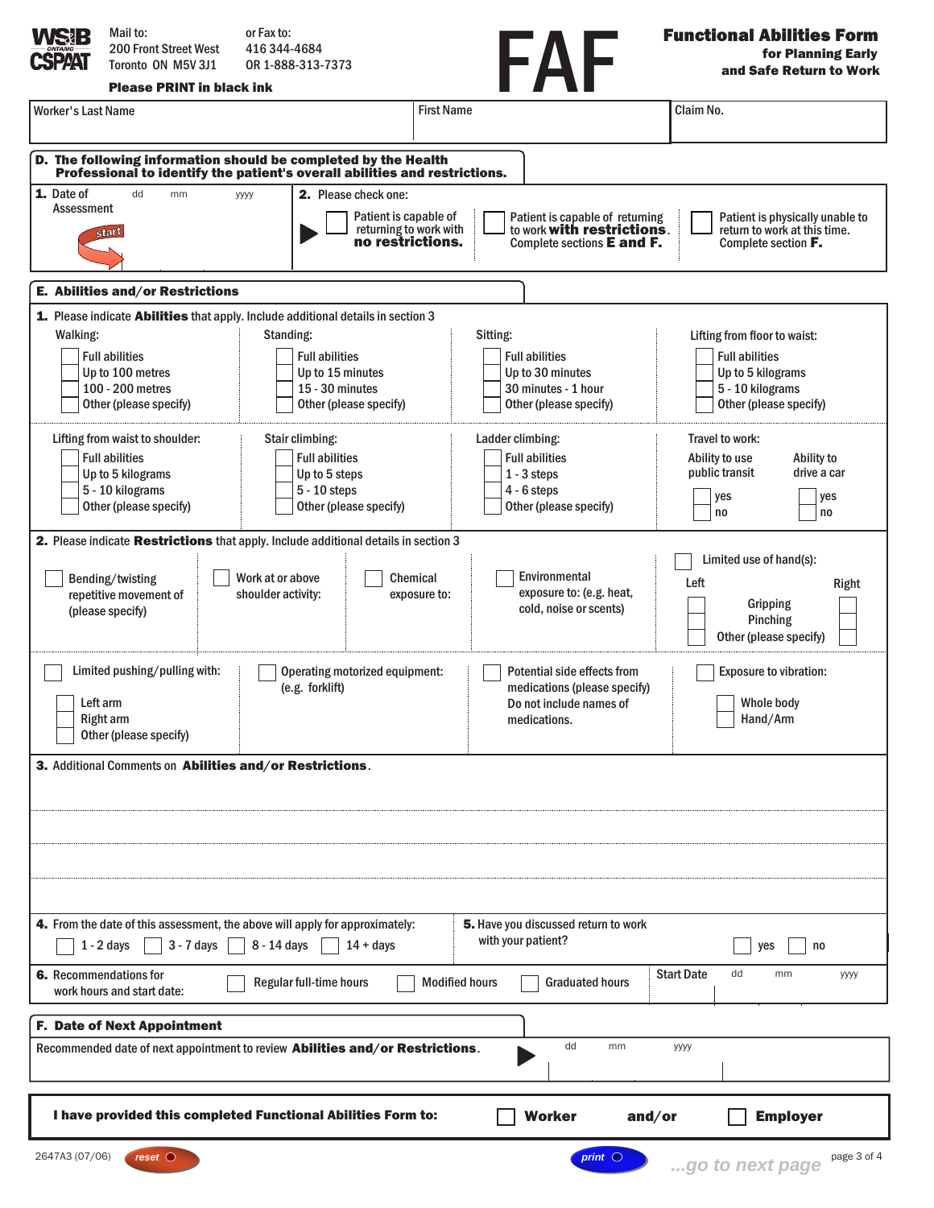WSIB CSPAAT

Mail to:
200 Front Street West
Toronto ON M5V 3J1

or Fax to:
416 344-4684
OR 1-888-313-7373

**Please PRINT in black ink**

# FAF

## Functional Abilities Form for Planning Early and Safe Return to Work

| Worker's Last Name | First Name | Claim No. |
|---|---|---|
| | | |

## D. The following information should be completed by the Health Professional to identify the patient's overall abilities and restrictions.

**1.** Date of Assessment dd mm yyyy

start

**2.** Please check one:

- ☐ Patient is capable of returning to work with **no restrictions.**
- ☐ Patient is capable of returning to work **with restrictions**. Complete sections **E and F.**
- ☐ Patient is physically unable to return to work at this time. Complete section **F.**

## E. Abilities and/or Restrictions

**1.** Please indicate **Abilities** that apply. Include additional details in section 3

**Walking:**
- ☐ Full abilities
- ☐ Up to 100 metres
- ☐ 100 - 200 metres
- ☐ Other (please specify)

**Standing:**
- ☐ Full abilities
- ☐ Up to 15 minutes
- ☐ 15 - 30 minutes
- ☐ Other (please specify)

**Sitting:**
- ☐ Full abilities
- ☐ Up to 30 minutes
- ☐ 30 minutes - 1 hour
- ☐ Other (please specify)

**Lifting from floor to waist:**
- ☐ Full abilities
- ☐ Up to 5 kilograms
- ☐ 5 - 10 kilograms
- ☐ Other (please specify)

**Lifting from waist to shoulder:**
- ☐ Full abilities
- ☐ Up to 5 kilograms
- ☐ 5 - 10 kilograms
- ☐ Other (please specify)

**Stair climbing:**
- ☐ Full abilities
- ☐ Up to 5 steps
- ☐ 5 - 10 steps
- ☐ Other (please specify)

**Ladder climbing:**
- ☐ Full abilities
- ☐ 1 - 3 steps
- ☐ 4 - 6 steps
- ☐ Other (please specify)

**Travel to work:**
- Ability to use public transit: ☐ yes ☐ no
- Ability to drive a car: ☐ yes ☐ no

**2.** Please indicate **Restrictions** that apply. Include additional details in section 3

- ☐ Bending/twisting repetitive movement of (please specify)
- ☐ Work at or above shoulder activity:
- ☐ Chemical exposure to:
- ☐ Environmental exposure to: (e.g. heat, cold, noise or scents)
- ☐ Limited use of hand(s):

| Left | | Right |
|---|---|---|
| ☐ | Gripping | ☐ |
| ☐ | Pinching | ☐ |
| ☐ | Other (please specify) | ☐ |

- ☐ Limited pushing/pulling with:
  - ☐ Left arm
  - ☐ Right arm
  - ☐ Other (please specify)
- ☐ Operating motorized equipment: (e.g. forklift)
- ☐ Potential side effects from medications (please specify) Do not include names of medications.
- ☐ Exposure to vibration:
  - ☐ Whole body
  - ☐ Hand/Arm

**3.** Additional Comments on **Abilities and/or Restrictions**.

**4.** From the date of this assessment, the above will apply for approximately:

☐ 1 - 2 days ☐ 3 - 7 days ☐ 8 - 14 days ☐ 14 + days

**5.** Have you discussed return to work with your patient? ☐ yes ☐ no

**6.** Recommendations for work hours and start date: ☐ Regular full-time hours ☐ Modified hours ☐ Graduated hours

Start Date dd mm yyyy

## F. Date of Next Appointment

Recommended date of next appointment to review **Abilities and/or Restrictions**. dd mm yyyy

**I have provided this completed Functional Abilities Form to:** ☐ **Worker** **and/or** ☐ **Employer**

2647A3 (07/06)

reset print ...go to next page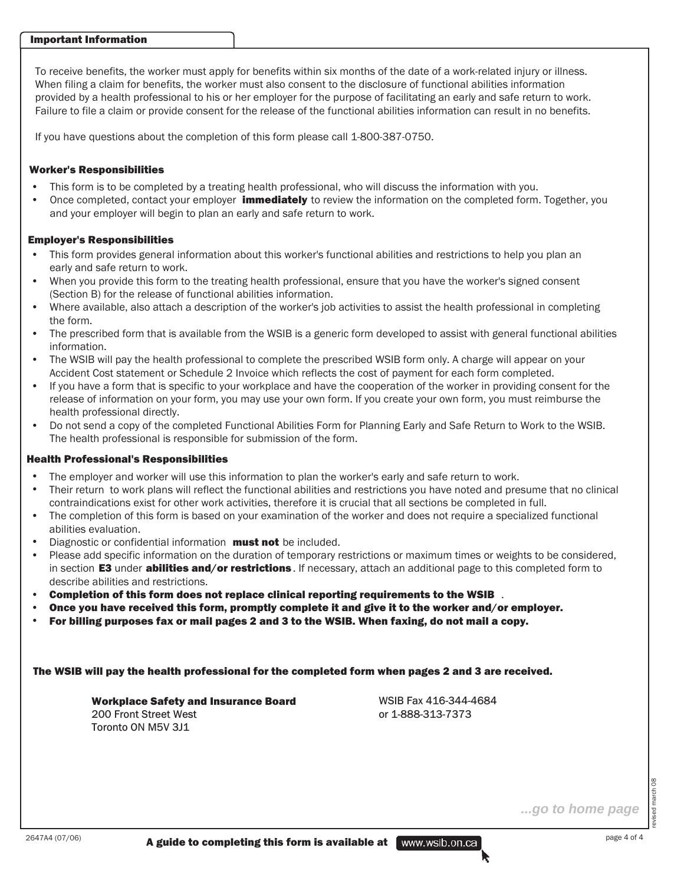## Important Information

To receive benefits, the worker must apply for benefits within six months of the date of a work-related injury or illness. When filing a claim for benefits, the worker must also consent to the disclosure of functional abilities information provided by a health professional to his or her employer for the purpose of facilitating an early and safe return to work. Failure to file a claim or provide consent for the release of the functional abilities information can result in no benefits.

If you have questions about the completion of this form please call 1-800-387-0750.

### Worker's Responsibilities

- This form is to be completed by a treating health professional, who will discuss the information with you.
- Once completed, contact your employer **immediately** to review the information on the completed form. Together, you and your employer will begin to plan an early and safe return to work.

### Employer's Responsibilities

- This form provides general information about this worker's functional abilities and restrictions to help you plan an early and safe return to work.
- When you provide this form to the treating health professional, ensure that you have the worker's signed consent (Section B) for the release of functional abilities information.
- Where available, also attach a description of the worker's job activities to assist the health professional in completing the form.
- The prescribed form that is available from the WSIB is a generic form developed to assist with general functional abilities information.
- The WSIB will pay the health professional to complete the prescribed WSIB form only. A charge will appear on your Accident Cost statement or Schedule 2 Invoice which reflects the cost of payment for each form completed.
- If you have a form that is specific to your workplace and have the cooperation of the worker in providing consent for the release of information on your form, you may use your own form. If you create your own form, you must reimburse the health professional directly.
- Do not send a copy of the completed Functional Abilities Form for Planning Early and Safe Return to Work to the WSIB. The health professional is responsible for submission of the form.

### Health Professional's Responsibilities

- The employer and worker will use this information to plan the worker's early and safe return to work.
- Their return to work plans will reflect the functional abilities and restrictions you have noted and presume that no clinical contraindications exist for other work activities, therefore it is crucial that all sections be completed in full.
- The completion of this form is based on your examination of the worker and does not require a specialized functional abilities evaluation.
- Diagnostic or confidential information **must not** be included.
- Please add specific information on the duration of temporary restrictions or maximum times or weights to be considered, in section **E3** under **abilities and/or restrictions**. If necessary, attach an additional page to this completed form to describe abilities and restrictions.
- **Completion of this form does not replace clinical reporting requirements to the WSIB**.
- **Once you have received this form, promptly complete it and give it to the worker and/or employer.**
- **For billing purposes fax or mail pages 2 and 3 to the WSIB. When faxing, do not mail a copy.**

**The WSIB will pay the health professional for the completed form when pages 2 and 3 are received.**

**Workplace Safety and Insurance Board**
200 Front Street West
Toronto ON M5V 3J1

WSIB Fax 416-344-4684
or 1-888-313-7373

*...go to home page*

revised march 08

2647A4 (07/06)

**A guide to completing this form is available at** www.wsib.on.ca